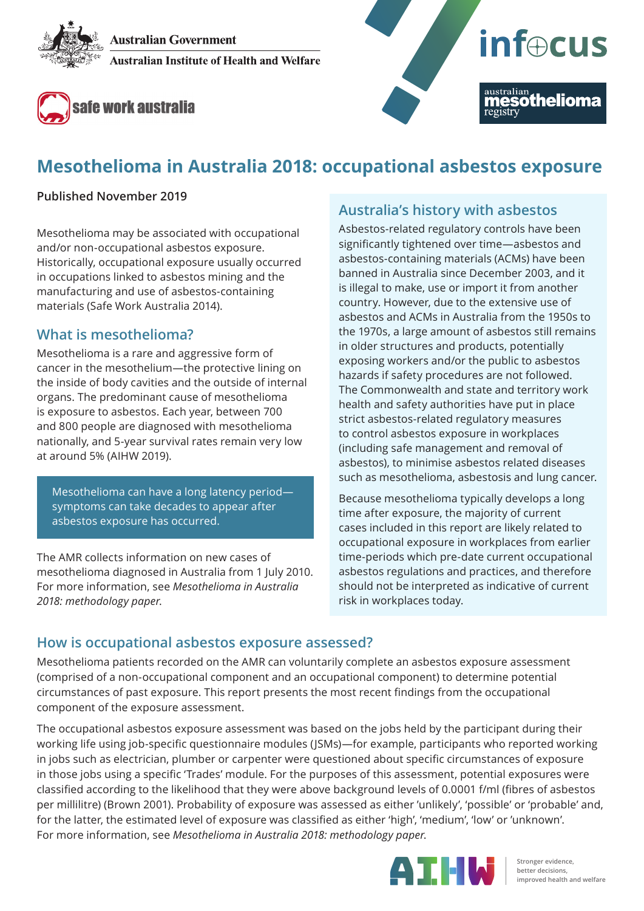Australian Government

Australian Institute of Health and Welfare

safe work australia

infocus

australian mesothelioma registry

# Mesothelioma in Australia 2018: occupational asbestos exposure

**Published November 2019**

Mesothelioma may be associated with occupational and/or non-occupational asbestos exposure. Historically, occupational exposure usually occurred in occupations linked to asbestos mining and the manufacturing and use of asbestos-containing materials (Safe Work Australia 2014).

## What is mesothelioma?

Mesothelioma is a rare and aggressive form of cancer in the mesothelium—the protective lining on the inside of body cavities and the outside of internal organs. The predominant cause of mesothelioma is exposure to asbestos. Each year, between 700 and 800 people are diagnosed with mesothelioma nationally, and 5-year survival rates remain very low at around 5% (AIHW 2019).

> Mesothelioma can have a long latency period—symptoms can take decades to appear after asbestos exposure has occurred.

The AMR collects information on new cases of mesothelioma diagnosed in Australia from 1 July 2010. For more information, see *Mesothelioma in Australia 2018: methodology paper.*

## Australia's history with asbestos

Asbestos-related regulatory controls have been significantly tightened over time—asbestos and asbestos-containing materials (ACMs) have been banned in Australia since December 2003, and it is illegal to make, use or import it from another country. However, due to the extensive use of asbestos and ACMs in Australia from the 1950s to the 1970s, a large amount of asbestos still remains in older structures and products, potentially exposing workers and/or the public to asbestos hazards if safety procedures are not followed. The Commonwealth and state and territory work health and safety authorities have put in place strict asbestos-related regulatory measures to control asbestos exposure in workplaces (including safe management and removal of asbestos), to minimise asbestos related diseases such as mesothelioma, asbestosis and lung cancer.

Because mesothelioma typically develops a long time after exposure, the majority of current cases included in this report are likely related to occupational exposure in workplaces from earlier time-periods which pre-date current occupational asbestos regulations and practices, and therefore should not be interpreted as indicative of current risk in workplaces today.

## How is occupational asbestos exposure assessed?

Mesothelioma patients recorded on the AMR can voluntarily complete an asbestos exposure assessment (comprised of a non-occupational component and an occupational component) to determine potential circumstances of past exposure. This report presents the most recent findings from the occupational component of the exposure assessment.

The occupational asbestos exposure assessment was based on the jobs held by the participant during their working life using job-specific questionnaire modules (JSMs)—for example, participants who reported working in jobs such as electrician, plumber or carpenter were questioned about specific circumstances of exposure in those jobs using a specific 'Trades' module. For the purposes of this assessment, potential exposures were classified according to the likelihood that they were above background levels of 0.0001 f/ml (fibres of asbestos per millilitre) (Brown 2001). Probability of exposure was assessed as either 'unlikely', 'possible' or 'probable' and, for the latter, the estimated level of exposure was classified as either 'high', 'medium', 'low' or 'unknown'. For more information, see *Mesothelioma in Australia 2018: methodology paper.*

AIHW — Stronger evidence, better decisions, improved health and welfare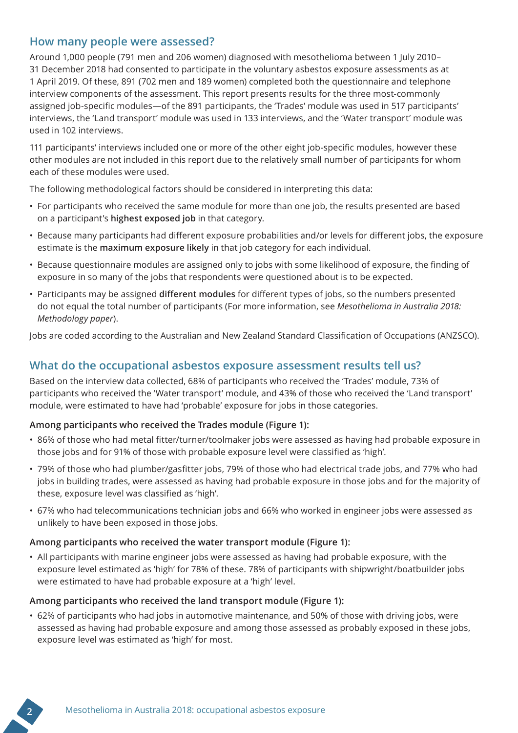## How many people were assessed?

Around 1,000 people (791 men and 206 women) diagnosed with mesothelioma between 1 July 2010–31 December 2018 had consented to participate in the voluntary asbestos exposure assessments as at 1 April 2019. Of these, 891 (702 men and 189 women) completed both the questionnaire and telephone interview components of the assessment. This report presents results for the three most-commonly assigned job-specific modules—of the 891 participants, the 'Trades' module was used in 517 participants' interviews, the 'Land transport' module was used in 133 interviews, and the 'Water transport' module was used in 102 interviews.

111 participants' interviews included one or more of the other eight job-specific modules, however these other modules are not included in this report due to the relatively small number of participants for whom each of these modules were used.

The following methodological factors should be considered in interpreting this data:

- For participants who received the same module for more than one job, the results presented are based on a participant's **highest exposed job** in that category.
- Because many participants had different exposure probabilities and/or levels for different jobs, the exposure estimate is the **maximum exposure likely** in that job category for each individual.
- Because questionnaire modules are assigned only to jobs with some likelihood of exposure, the finding of exposure in so many of the jobs that respondents were questioned about is to be expected.
- Participants may be assigned **different modules** for different types of jobs, so the numbers presented do not equal the total number of participants (For more information, see *Mesothelioma in Australia 2018: Methodology paper*).

Jobs are coded according to the Australian and New Zealand Standard Classification of Occupations (ANZSCO).

## What do the occupational asbestos exposure assessment results tell us?

Based on the interview data collected, 68% of participants who received the 'Trades' module, 73% of participants who received the 'Water transport' module, and 43% of those who received the 'Land transport' module, were estimated to have had 'probable' exposure for jobs in those categories.

### Among participants who received the Trades module (Figure 1):

- 86% of those who had metal fitter/turner/toolmaker jobs were assessed as having had probable exposure in those jobs and for 91% of those with probable exposure level were classified as 'high'.
- 79% of those who had plumber/gasfitter jobs, 79% of those who had electrical trade jobs, and 77% who had jobs in building trades, were assessed as having had probable exposure in those jobs and for the majority of these, exposure level was classified as 'high'.
- 67% who had telecommunications technician jobs and 66% who worked in engineer jobs were assessed as unlikely to have been exposed in those jobs.

### Among participants who received the water transport module (Figure 1):

- All participants with marine engineer jobs were assessed as having had probable exposure, with the exposure level estimated as 'high' for 78% of these. 78% of participants with shipwright/boatbuilder jobs were estimated to have had probable exposure at a 'high' level.

### Among participants who received the land transport module (Figure 1):

- 62% of participants who had jobs in automotive maintenance, and 50% of those with driving jobs, were assessed as having had probable exposure and among those assessed as probably exposed in these jobs, exposure level was estimated as 'high' for most.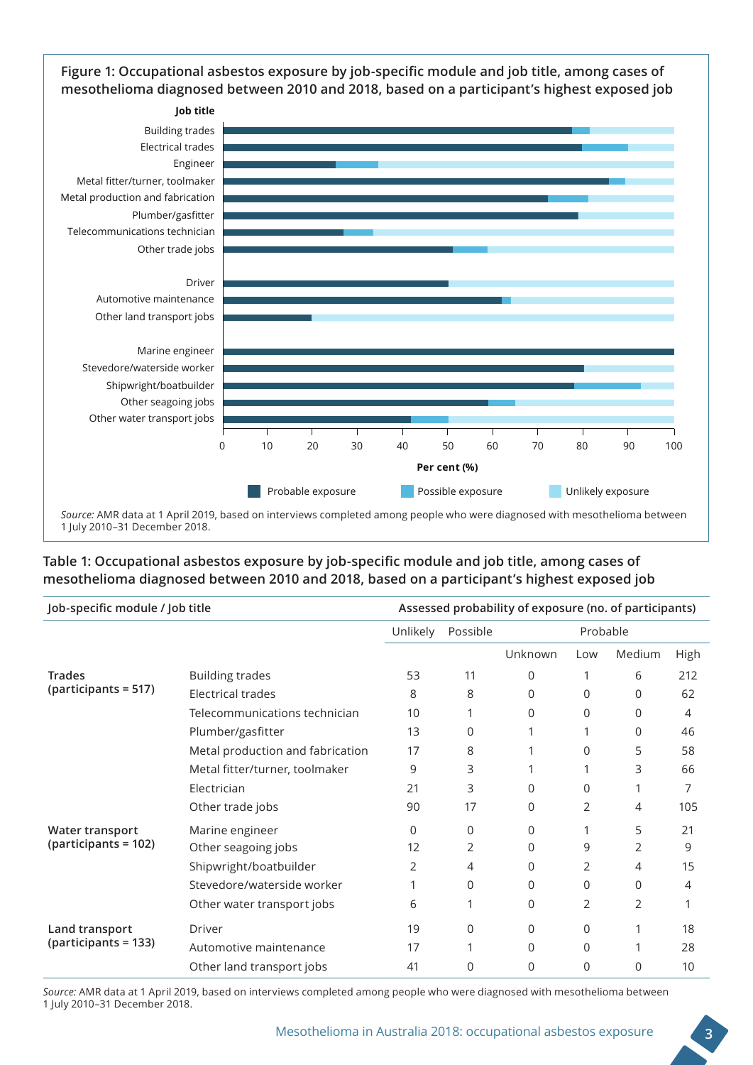**Figure 1: Occupational asbestos exposure by job-specific module and job title, among cases of mesothelioma diagnosed between 2010 and 2018, based on a participant's highest exposed job**

*Source:* AMR data at 1 April 2019, based on interviews completed among people who were diagnosed with mesothelioma between 1 July 2010–31 December 2018.

**Table 1: Occupational asbestos exposure by job-specific module and job title, among cases of mesothelioma diagnosed between 2010 and 2018, based on a participant's highest exposed job**

| Job-specific module / Job title | | Assessed probability of exposure (no. of participants) | | | | | |
|---|---|---|---|---|---|---|---|
| | | Unlikely | Possible | Probable | | | |
| | | | | Unknown | Low | Medium | High |
| **Trades (participants = 517)** | Building trades | 53 | 11 | 0 | 1 | 6 | 212 |
| | Electrical trades | 8 | 8 | 0 | 0 | 0 | 62 |
| | Telecommunications technician | 10 | 1 | 0 | 0 | 0 | 4 |
| | Plumber/gasfitter | 13 | 0 | 1 | 1 | 0 | 46 |
| | Metal production and fabrication | 17 | 8 | 1 | 0 | 5 | 58 |
| | Metal fitter/turner, toolmaker | 9 | 3 | 1 | 1 | 3 | 66 |
| | Electrician | 21 | 3 | 0 | 0 | 1 | 7 |
| | Other trade jobs | 90 | 17 | 0 | 2 | 4 | 105 |
| **Water transport (participants = 102)** | Marine engineer | 0 | 0 | 0 | 1 | 5 | 21 |
| | Other seagoing jobs | 12 | 2 | 0 | 9 | 2 | 9 |
| | Shipwright/boatbuilder | 2 | 4 | 0 | 2 | 4 | 15 |
| | Stevedore/waterside worker | 1 | 0 | 0 | 0 | 0 | 4 |
| | Other water transport jobs | 6 | 1 | 0 | 2 | 2 | 1 |
| **Land transport (participants = 133)** | Driver | 19 | 0 | 0 | 0 | 1 | 18 |
| | Automotive maintenance | 17 | 1 | 0 | 0 | 1 | 28 |
| | Other land transport jobs | 41 | 0 | 0 | 0 | 0 | 10 |

*Source:* AMR data at 1 April 2019, based on interviews completed among people who were diagnosed with mesothelioma between 1 July 2010–31 December 2018.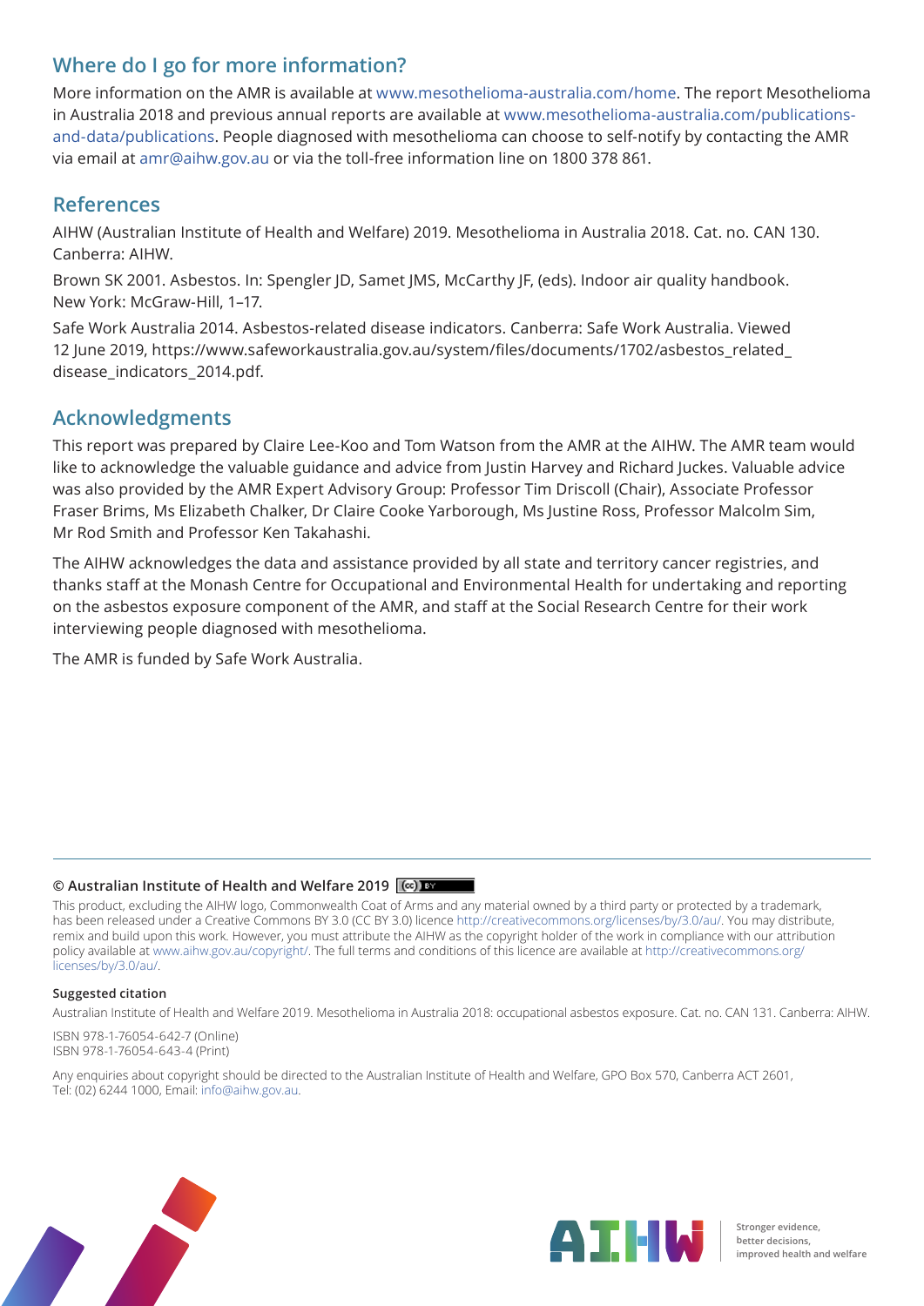## Where do I go for more information?

More information on the AMR is available at www.mesothelioma-australia.com/home. The report Mesothelioma in Australia 2018 and previous annual reports are available at www.mesothelioma-australia.com/publications-and-data/publications. People diagnosed with mesothelioma can choose to self-notify by contacting the AMR via email at amr@aihw.gov.au or via the toll-free information line on 1800 378 861.

## References

AIHW (Australian Institute of Health and Welfare) 2019. Mesothelioma in Australia 2018. Cat. no. CAN 130. Canberra: AIHW.

Brown SK 2001. Asbestos. In: Spengler JD, Samet JMS, McCarthy JF, (eds). Indoor air quality handbook. New York: McGraw-Hill, 1–17.

Safe Work Australia 2014. Asbestos-related disease indicators. Canberra: Safe Work Australia. Viewed 12 June 2019, https://www.safeworkaustralia.gov.au/system/files/documents/1702/asbestos_related_disease_indicators_2014.pdf.

## Acknowledgments

This report was prepared by Claire Lee-Koo and Tom Watson from the AMR at the AIHW. The AMR team would like to acknowledge the valuable guidance and advice from Justin Harvey and Richard Juckes. Valuable advice was also provided by the AMR Expert Advisory Group: Professor Tim Driscoll (Chair), Associate Professor Fraser Brims, Ms Elizabeth Chalker, Dr Claire Cooke Yarborough, Ms Justine Ross, Professor Malcolm Sim, Mr Rod Smith and Professor Ken Takahashi.

The AIHW acknowledges the data and assistance provided by all state and territory cancer registries, and thanks staff at the Monash Centre for Occupational and Environmental Health for undertaking and reporting on the asbestos exposure component of the AMR, and staff at the Social Research Centre for their work interviewing people diagnosed with mesothelioma.

The AMR is funded by Safe Work Australia.

**© Australian Institute of Health and Welfare 2019**

This product, excluding the AIHW logo, Commonwealth Coat of Arms and any material owned by a third party or protected by a trademark, has been released under a Creative Commons BY 3.0 (CC BY 3.0) licence http://creativecommons.org/licenses/by/3.0/au/. You may distribute, remix and build upon this work. However, you must attribute the AIHW as the copyright holder of the work in compliance with our attribution policy available at www.aihw.gov.au/copyright/. The full terms and conditions of this licence are available at http://creativecommons.org/licenses/by/3.0/au/.

**Suggested citation**

Australian Institute of Health and Welfare 2019. Mesothelioma in Australia 2018: occupational asbestos exposure. Cat. no. CAN 131. Canberra: AIHW.

ISBN 978-1-76054-642-7 (Online)
ISBN 978-1-76054-643-4 (Print)

Any enquiries about copyright should be directed to the Australian Institute of Health and Welfare, GPO Box 570, Canberra ACT 2601, Tel: (02) 6244 1000, Email: info@aihw.gov.au.

Stronger evidence,
better decisions,
improved health and welfare